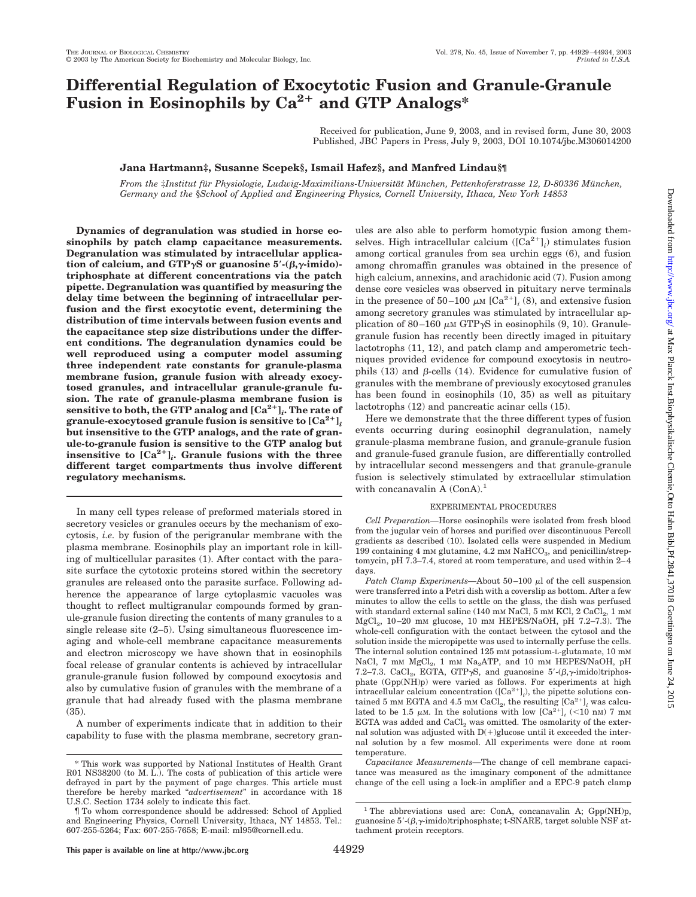# Differential Regulation of Exocytotic Fusion and Granule-Granule Fusion in Eosinophils by $Ca^{2+}$ and GTP Analogs*

Received for publication, June 9, 2003, and in revised form, June 30, 2003
Published, JBC Papers in Press, July 9, 2003, DOI 10.1074/jbc.M306014200

**Jana Hartmann‡, Susanne Scepek§, Ismail Hafez§, and Manfred Lindau§¶**

*From the ‡Institut für Physiologie, Ludwig-Maximilians-Universität München, Pettenkoferstrasse 12, D-80336 München, Germany and the §School of Applied and Engineering Physics, Cornell University, Ithaca, New York 14853*

**Dynamics of degranulation was studied in horse eosinophils by patch clamp capacitance measurements. Degranulation was stimulated by intracellular application of calcium, and GTPγS or guanosine 5′-(β,γ-imido)triphosphate at different concentrations via the patch pipette. Degranulation was quantified by measuring the delay time between the beginning of intracellular perfusion and the first exocytotic event, determining the distribution of time intervals between fusion events and the capacitance step size distributions under the different conditions. The degranulation dynamics could be well reproduced using a computer model assuming three independent rate constants for granule-plasma membrane fusion, granule fusion with already exocytosed granules, and intracellular granule-granule fusion. The rate of granule-plasma membrane fusion is sensitive to both, the GTP analog and $[Ca^{2+}]_i$. The rate of granule-exocytosed granule fusion is sensitive to $[Ca^{2+}]_i$ but insensitive to the GTP analogs, and the rate of granule-to-granule fusion is sensitive to the GTP analog but insensitive to $[Ca^{2+}]_i$. Granule fusions with the three different target compartments thus involve different regulatory mechanisms.**

In many cell types release of preformed materials stored in secretory vesicles or granules occurs by the mechanism of exocytosis, *i.e.* by fusion of the perigranular membrane with the plasma membrane. Eosinophils play an important role in killing of multicellular parasites (1). After contact with the parasite surface the cytotoxic proteins stored within the secretory granules are released onto the parasite surface. Following adherence the appearance of large cytoplasmic vacuoles was thought to reflect multigranular compounds formed by granule-granule fusion directing the contents of many granules to a single release site (2–5). Using simultaneous fluorescence imaging and whole-cell membrane capacitance measurements and electron microscopy we have shown that in eosinophils focal release of granular contents is achieved by intracellular granule-granule fusion followed by compound exocytosis and also by cumulative fusion of granules with the membrane of a granule that had already fused with the plasma membrane (35).

A number of experiments indicate that in addition to their capability to fuse with the plasma membrane, secretory granules are also able to perform homotypic fusion among themselves. High intracellular calcium ($[Ca^{2+}]_i$) stimulates fusion among cortical granules from sea urchin eggs (6), and fusion among chromaffin granules was obtained in the presence of high calcium, annexins, and arachidonic acid (7). Fusion among dense core vesicles was observed in pituitary nerve terminals in the presence of 50–100 μM $[Ca^{2+}]_i$ (8), and extensive fusion among secretory granules was stimulated by intracellular application of 80–160 μM GTPγS in eosinophils (9, 10). Granule-granule fusion has recently been directly imaged in pituitary lactotrophs (11, 12), and patch clamp and amperometric techniques provided evidence for compound exocytosis in neutrophils (13) and β-cells (14). Evidence for cumulative fusion of granules with the membrane of previously exocytosed granules has been found in eosinophils (10, 35) as well as pituitary lactotrophs (12) and pancreatic acinar cells (15).

Here we demonstrate that the three different types of fusion events occurring during eosinophil degranulation, namely granule-plasma membrane fusion, and granule-granule fusion and granule-fused granule fusion, are differentially controlled by intracellular second messengers and that granule-granule fusion is selectively stimulated by extracellular stimulation with concanavalin A (ConA).[1]

## EXPERIMENTAL PROCEDURES

*Cell Preparation*—Horse eosinophils were isolated from fresh blood from the jugular vein of horses and purified over discontinuous Percoll gradients as described (10). Isolated cells were suspended in Medium 199 containing 4 mM glutamine, 4.2 mM $NaHCO_3$, and penicillin/streptomycin, pH 7.3–7.4, stored at room temperature, and used within 2–4 days.

*Patch Clamp Experiments*—About 50–100 μl of the cell suspension were transferred into a Petri dish with a coverslip as bottom. After a few minutes to allow the cells to settle on the glass, the dish was perfused with standard external saline (140 mM NaCl, 5 mM KCl, 2 $CaCl_2$, 1 mM $MgCl_2$, 10–20 mM glucose, 10 mM HEPES/NaOH, pH 7.2–7.3). The whole-cell configuration with the contact between the cytosol and the solution inside the micropipette was used to internally perfuse the cells. The internal solution contained 125 mM potassium-L-glutamate, 10 mM NaCl, 7 mM $MgCl_2$, 1 mM $Na_2ATP$, and 10 mM HEPES/NaOH, pH 7.2–7.3. $CaCl_2$, EGTA, GTPγS, and guanosine 5′-(β,γ-imido)triphosphate (Gpp(NH)p) were varied as follows. For experiments at high intracellular calcium concentration ($[Ca^{2+}]_i$), the pipette solutions contained 5 mM EGTA and 4.5 mM $CaCl_2$, the resulting $[Ca^{2+}]_i$ was calculated to be 1.5 μM. In the solutions with low $[Ca^{2+}]_i$ (<10 nM) 7 mM EGTA was added and $CaCl_2$ was omitted. The osmolarity of the external solution was adjusted with D(+)glucose until it exceeded the internal solution by a few mosmol. All experiments were done at room temperature.

*Capacitance Measurements*—The change of cell membrane capacitance was measured as the imaginary component of the admittance change of the cell using a lock-in amplifier and a EPC-9 patch clamp

---

\* This work was supported by National Institutes of Health Grant R01 NS38200 (to M. L.). The costs of publication of this article were defrayed in part by the payment of page charges. This article must therefore be hereby marked "*advertisement*" in accordance with 18 U.S.C. Section 1734 solely to indicate this fact.

¶ To whom correspondence should be addressed: School of Applied and Engineering Physics, Cornell University, Ithaca, NY 14853. Tel.: 607-255-5264; Fax: 607-255-7658; E-mail: ml95@cornell.edu.

[1] The abbreviations used are: ConA, concanavalin A; Gpp(NH)p, guanosine 5′-(β,γ-imido)triphosphate; t-SNARE, target soluble NSF attachment protein receptors.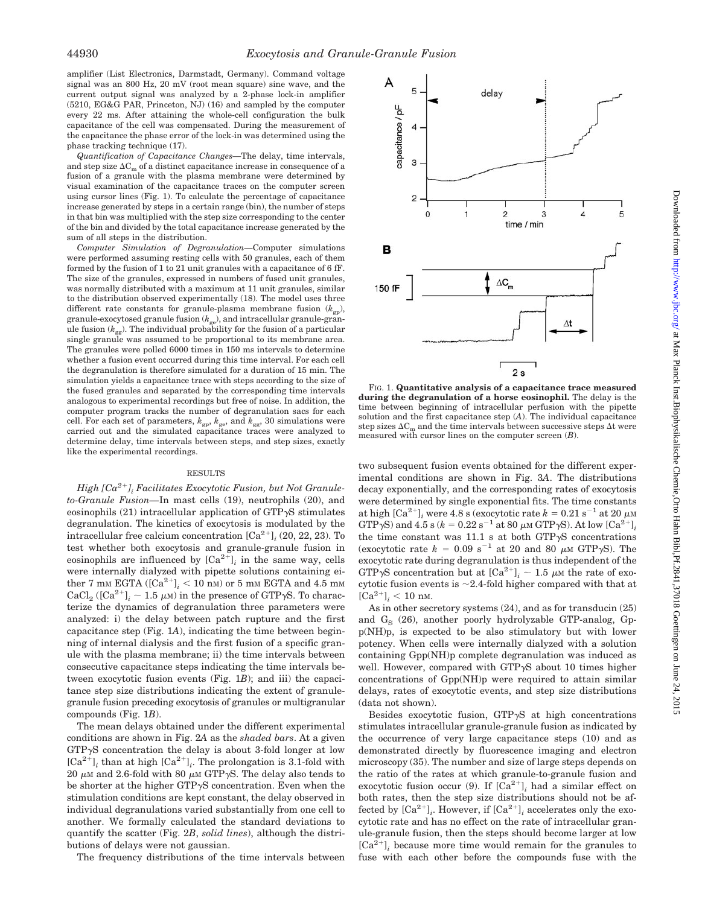amplifier (List Electronics, Darmstadt, Germany). Command voltage signal was an 800 Hz, 20 mV (root mean square) sine wave, and the current output signal was analyzed by a 2-phase lock-in amplifier (5210, EG&G PAR, Princeton, NJ) (16) and sampled by the computer every 22 ms. After attaining the whole-cell configuration the bulk capacitance of the cell was compensated. During the measurement of the capacitance the phase error of the lock-in was determined using the phase tracking technique (17).

*Quantification of Capacitance Changes*—The delay, time intervals, and step size $\Delta C_m$ of a distinct capacitance increase in consequence of a fusion of a granule with the plasma membrane were determined by visual examination of the capacitance traces on the computer screen using cursor lines (Fig. 1). To calculate the percentage of capacitance increase generated by steps in a certain range (bin), the number of steps in that bin was multiplied with the step size corresponding to the center of the bin and divided by the total capacitance increase generated by the sum of all steps in the distribution.

*Computer Simulation of Degranulation*—Computer simulations were performed assuming resting cells with 50 granules, each of them formed by the fusion of 1 to 21 unit granules with a capacitance of 6 fF. The size of the granules, expressed in numbers of fused unit granules, was normally distributed with a maximum at 11 unit granules, similar to the distribution observed experimentally (18). The model uses three different rate constants for granule-plasma membrane fusion ($k_{gp}$), granule-exocytosed granule fusion ($k_{ge}$), and intracellular granule-granule fusion ($k_{gg}$). The individual probability for the fusion of a particular single granule was assumed to be proportional to its membrane area. The granules were polled 6000 times in 150 ms intervals to determine whether a fusion event occurred during this time interval. For each cell the degranulation is therefore simulated for a duration of 15 min. The simulation yields a capacitance trace with steps according to the size of the fused granules and separated by the corresponding time intervals analogous to experimental recordings but free of noise. In addition, the computer program tracks the number of degranulation sacs for each cell. For each set of parameters, $k_{gp}$, $k_{ge}$, and $k_{gg}$, 30 simulations were carried out and the simulated capacitance traces were analyzed to determine delay, time intervals between steps, and step sizes, exactly like the experimental recordings.

## RESULTS

*High $[Ca^{2+}]_i$ Facilitates Exocytotic Fusion, but Not Granule-to-Granule Fusion*—In mast cells (19), neutrophils (20), and eosinophils (21) intracellular application of GTPγS stimulates degranulation. The kinetics of exocytosis is modulated by the intracellular free calcium concentration $[Ca^{2+}]_i$ (20, 22, 23). To test whether both exocytosis and granule-granule fusion in eosinophils are influenced by $[Ca^{2+}]_i$ in the same way, cells were internally dialyzed with pipette solutions containing either 7 mM EGTA ($[Ca^{2+}]_i$ < 10 nM) or 5 mM EGTA and 4.5 mM $CaCl_2$ ($[Ca^{2+}]_i$ ~ 1.5 μM) in the presence of GTPγS. To characterize the dynamics of degranulation three parameters were analyzed: i) the delay between patch rupture and the first capacitance step (Fig. 1*A*), indicating the time between beginning of internal dialysis and the first fusion of a specific granule with the plasma membrane; ii) the time intervals between consecutive capacitance steps indicating the time intervals between exocytotic fusion events (Fig. 1*B*); and iii) the capacitance step size distributions indicating the extent of granule-granule fusion preceding exocytosis of granules or multigranular compounds (Fig. 1*B*).

The mean delays obtained under the different experimental conditions are shown in Fig. 2*A* as the *shaded bars*. At a given GTPγS concentration the delay is about 3-fold longer at low $[Ca^{2+}]_i$ than at high $[Ca^{2+}]_i$. The prolongation is 3.1-fold with 20 μM and 2.6-fold with 80 μM GTPγS. The delay also tends to be shorter at the higher GTPγS concentration. Even when the stimulation conditions are kept constant, the delay observed in individual degranulations varied substantially from one cell to another. We formally calculated the standard deviations to quantify the scatter (Fig. 2*B*, *solid lines*), although the distributions of delays were not gaussian.

The frequency distributions of the time intervals between two subsequent fusion events obtained for the different experimental conditions are shown in Fig. 3*A*. The distributions decay exponentially, and the corresponding rates of exocytosis were determined by single exponential fits. The time constants at high $[Ca^{2+}]_i$ were 4.8 s (exocytotic rate $k = 0.21\ s^{-1}$ at 20 μM GTPγS) and 4.5 s ($k = 0.22\ s^{-1}$ at 80 μM GTPγS). At low $[Ca^{2+}]_i$ the time constant was 11.1 s at both GTPγS concentrations (exocytotic rate $k = 0.09\ s^{-1}$ at 20 and 80 μM GTPγS). The exocytotic rate during degranulation is thus independent of the GTPγS concentration but at $[Ca^{2+}]_i$ ~ 1.5 μM the rate of exocytotic fusion events is ~2.4-fold higher compared with that at $[Ca^{2+}]_i$ < 10 nM.

As in other secretory systems (24), and as for transducin (25) and $G_S$ (26), another poorly hydrolyzable GTP-analog, Gpp(NH)p, is expected to be also stimulatory but with lower potency. When cells were internally dialyzed with a solution containing Gpp(NH)p complete degranulation was induced as well. However, compared with GTPγS about 10 times higher concentrations of Gpp(NH)p were required to attain similar delays, rates of exocytotic events, and step size distributions (data not shown).

Besides exocytotic fusion, GTPγS at high concentrations stimulates intracellular granule-granule fusion as indicated by the occurrence of very large capacitance steps (10) and as demonstrated directly by fluorescence imaging and electron microscopy (35). The number and size of large steps depends on the ratio of the rates at which granule-to-granule fusion and exocytotic fusion occur (9). If $[Ca^{2+}]_i$ had a similar effect on both rates, then the step size distributions should not be affected by $[Ca^{2+}]_i$. However, if $[Ca^{2+}]_i$ accelerates only the exocytotic rate and has no effect on the rate of intracellular granule-granule fusion, then the steps should become larger at low $[Ca^{2+}]_i$ because more time would remain for the granules to fuse with each other before the compounds fuse with the

FIG. 1. **Quantitative analysis of a capacitance trace measured during the degranulation of a horse eosinophil.** The delay is the time between beginning of intracellular perfusion with the pipette solution and the first capacitance step (*A*). The individual capacitance step sizes $\Delta C_m$ and the time intervals between successive steps $\Delta t$ were measured with cursor lines on the computer screen (*B*).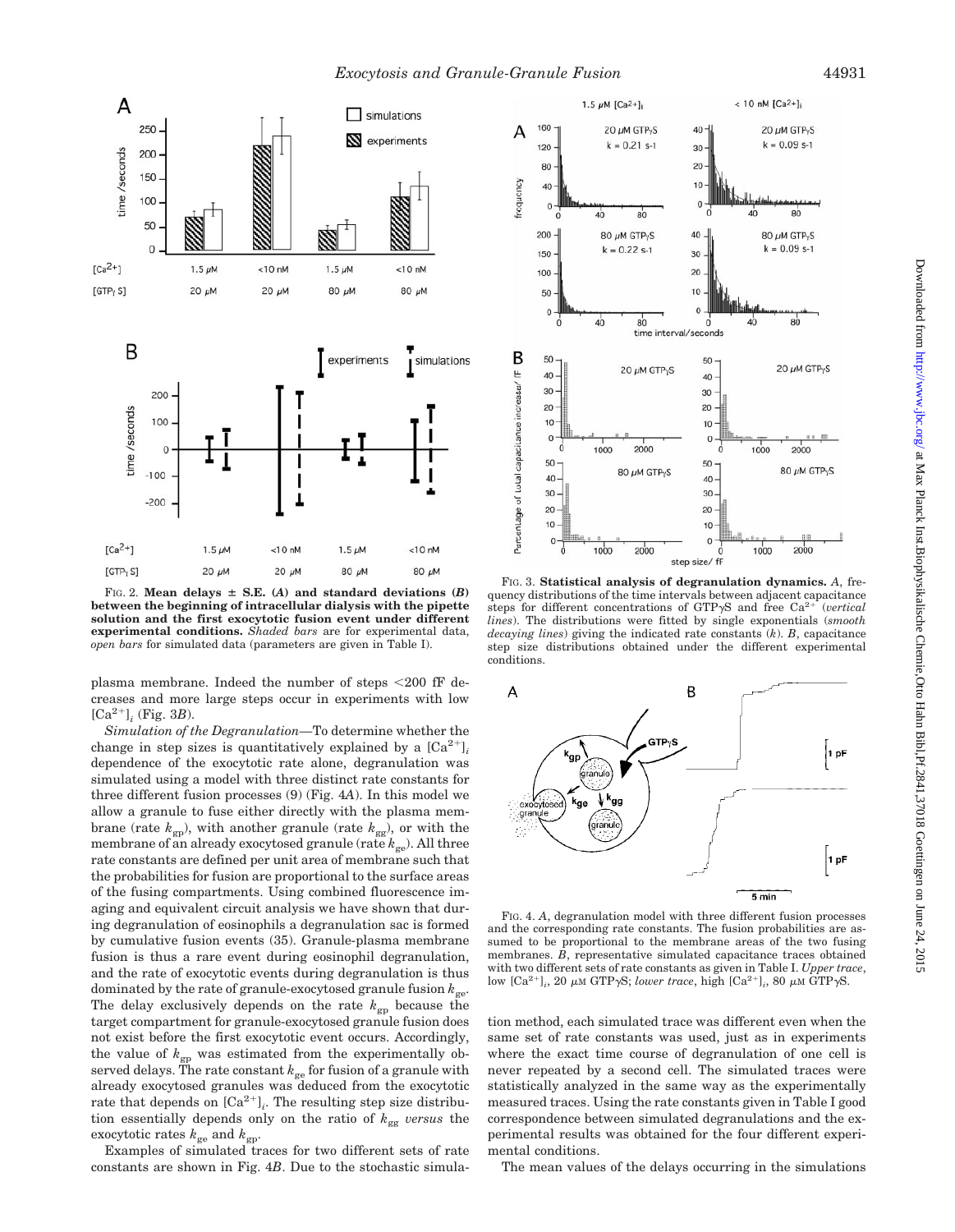FIG. 2. **Mean delays ± S.E. (*A*) and standard deviations (*B*) between the beginning of intracellular dialysis with the pipette solution and the first exocytotic fusion event under different experimental conditions.** *Shaded bars* are for experimental data, *open bars* for simulated data (parameters are given in Table I).

FIG. 3. **Statistical analysis of degranulation dynamics.** *A*, frequency distributions of the time intervals between adjacent capacitance steps for different concentrations of GTPγS and free $Ca^{2+}$ (*vertical lines*). The distributions were fitted by single exponentials (*smooth decaying lines*) giving the indicated rate constants (*k*). *B*, capacitance step size distributions obtained under the different experimental conditions.

plasma membrane. Indeed the number of steps <200 fF decreases and more large steps occur in experiments with low $[Ca^{2+}]_i$ (Fig. 3*B*).

*Simulation of the Degranulation*—To determine whether the change in step sizes is quantitatively explained by a $[Ca^{2+}]_i$ dependence of the exocytotic rate alone, degranulation was simulated using a model with three distinct rate constants for three different fusion processes (9) (Fig. 4*A*). In this model we allow a granule to fuse either directly with the plasma membrane (rate $k_{gp}$), with another granule (rate $k_{gg}$), or with the membrane of an already exocytosed granule (rate $k_{ge}$). All three rate constants are defined per unit area of membrane such that the probabilities for fusion are proportional to the surface areas of the fusing compartments. Using combined fluorescence imaging and equivalent circuit analysis we have shown that during degranulation of eosinophils a degranulation sac is formed by cumulative fusion events (35). Granule-plasma membrane fusion is thus a rare event during eosinophil degranulation, and the rate of exocytotic events during degranulation is thus dominated by the rate of granule-exocytosed granule fusion $k_{ge}$. The delay exclusively depends on the rate $k_{gp}$ because the target compartment for granule-exocytosed granule fusion does not exist before the first exocytotic event occurs. Accordingly, the value of $k_{gp}$ was estimated from the experimentally observed delays. The rate constant $k_{ge}$ for fusion of a granule with already exocytosed granules was deduced from the exocytotic rate that depends on $[Ca^{2+}]_i$. The resulting step size distribution essentially depends only on the ratio of $k_{gg}$ *versus* the exocytotic rates $k_{ge}$ and $k_{gp}$.

Examples of simulated traces for two different sets of rate constants are shown in Fig. 4*B*. Due to the stochastic simulation method, each simulated trace was different even when the same set of rate constants was used, just as in experiments where the exact time course of degranulation of one cell is never repeated by a second cell. The simulated traces were statistically analyzed in the same way as the experimentally measured traces. Using the rate constants given in Table I good correspondence between simulated degranulations and the experimental results was obtained for the four different experimental conditions.

FIG. 4. *A*, degranulation model with three different fusion processes and the corresponding rate constants. The fusion probabilities are assumed to be proportional to the membrane areas of the two fusing membranes. *B*, representative simulated capacitance traces obtained with two different sets of rate constants as given in Table I. *Upper trace*, low $[Ca^{2+}]_i$, 20 µM GTPγS; *lower trace*, high $[Ca^{2+}]_i$, 80 µM GTPγS.

The mean values of the delays occurring in the simulations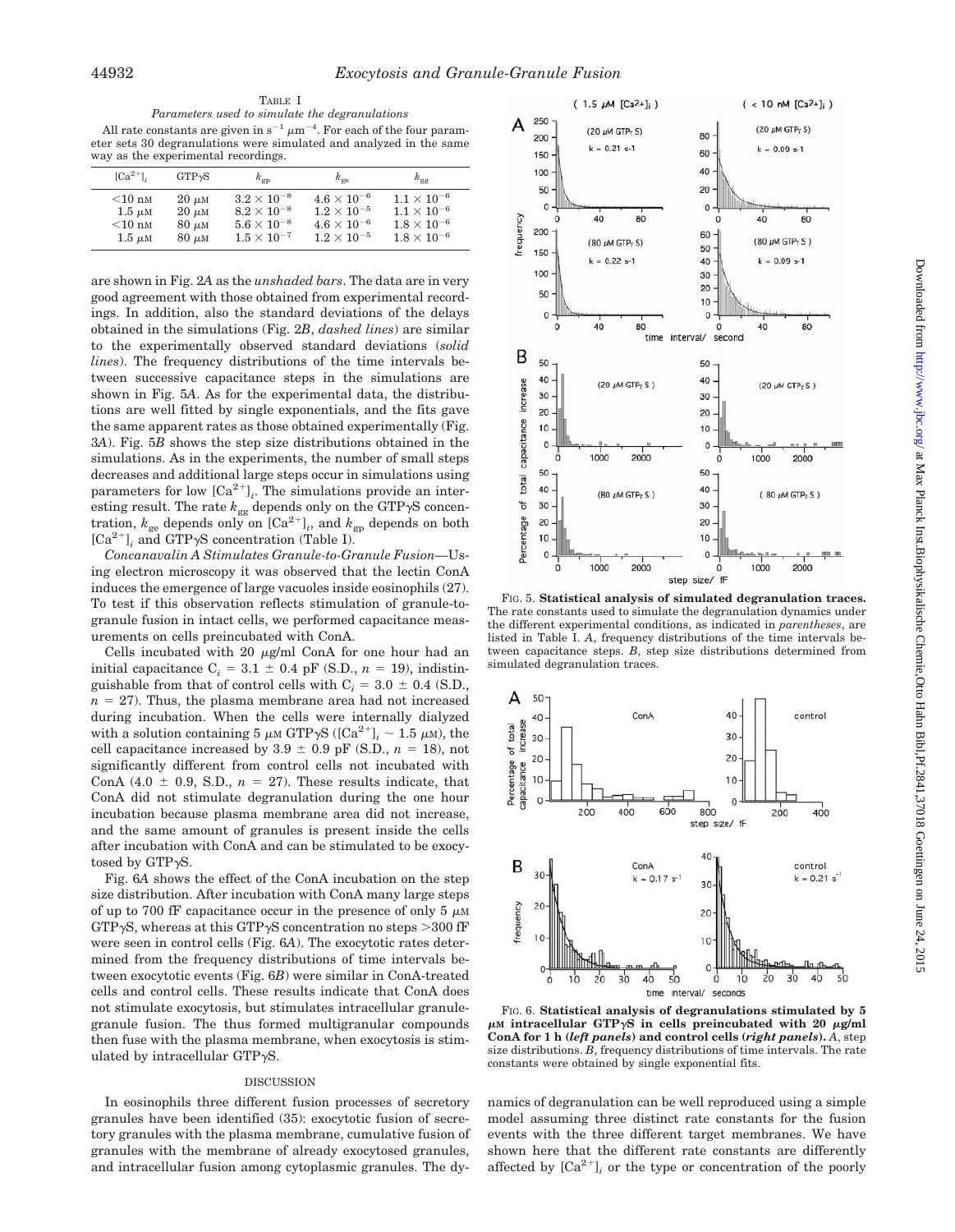TABLE I
*Parameters used to simulate the degranulations*

All rate constants are given in $s^{-1}$ $\mu m^{-4}$. For each of the four parameter sets 30 degranulations were simulated and analyzed in the same way as the experimental recordings.

| $[Ca^{2+}]_i$ | GTPγS | $k_{gp}$ | $k_{ge}$ | $k_{gg}$ |
|---|---|---|---|---|
| <10 nM | 20 μM | $3.2 \times 10^{-8}$ | $4.6 \times 10^{-6}$ | $1.1 \times 10^{-6}$ |
| 1.5 μM | 20 μM | $8.2 \times 10^{-8}$ | $1.2 \times 10^{-5}$ | $1.1 \times 10^{-6}$ |
| <10 nM | 80 μM | $5.6 \times 10^{-8}$ | $4.6 \times 10^{-6}$ | $1.8 \times 10^{-6}$ |
| 1.5 μM | 80 μM | $1.5 \times 10^{-7}$ | $1.2 \times 10^{-5}$ | $1.8 \times 10^{-6}$ |

are shown in Fig. 2*A* as the *unshaded bars*. The data are in very good agreement with those obtained from experimental recordings. In addition, also the standard deviations of the delays obtained in the simulations (Fig. 2*B*, *dashed lines*) are similar to the experimentally observed standard deviations (*solid lines*). The frequency distributions of the time intervals between successive capacitance steps in the simulations are shown in Fig. 5*A*. As for the experimental data, the distributions are well fitted by single exponentials, and the fits gave the same apparent rates as those obtained experimentally (Fig. 3*A*). Fig. 5*B* shows the step size distributions obtained in the simulations. As in the experiments, the number of small steps decreases and additional large steps occur in simulations using parameters for low $[Ca^{2+}]_i$. The simulations provide an interesting result. The rate $k_{gg}$ depends only on the GTPγS concentration, $k_{ge}$ depends only on $[Ca^{2+}]_i$, and $k_{gp}$ depends on both $[Ca^{2+}]_i$ and GTPγS concentration (Table I).

*Concanavalin A Stimulates Granule-to-Granule Fusion*—Using electron microscopy it was observed that the lectin ConA induces the emergence of large vacuoles inside eosinophils (27). To test if this observation reflects stimulation of granule-to-granule fusion in intact cells, we performed capacitance measurements on cells preincubated with ConA.

Cells incubated with 20 μg/ml ConA for one hour had an initial capacitance $C_i$ = 3.1 ± 0.4 pF (S.D., *n* = 19), indistinguishable from that of control cells with $C_i$ = 3.0 ± 0.4 (S.D., *n* = 27). Thus, the plasma membrane area had not increased during incubation. When the cells were internally dialyzed with a solution containing 5 μM GTPγS ($[Ca^{2+}]_i$ ~ 1.5 μM), the cell capacitance increased by 3.9 ± 0.9 pF (S.D., *n* = 18), not significantly different from control cells not incubated with ConA (4.0 ± 0.9, S.D., *n* = 27). These results indicate, that ConA did not stimulate degranulation during the one hour incubation because plasma membrane area did not increase, and the same amount of granules is present inside the cells after incubation with ConA and can be stimulated to be exocytosed by GTPγS.

Fig. 6*A* shows the effect of the ConA incubation on the step size distribution. After incubation with ConA many large steps of up to 700 fF capacitance occur in the presence of only 5 μM GTPγS, whereas at this GTPγS concentration no steps >300 fF were seen in control cells (Fig. 6*A*). The exocytotic rates determined from the frequency distributions of time intervals between exocytotic events (Fig. 6*B*) were similar in ConA-treated cells and control cells. These results indicate that ConA does not stimulate exocytosis, but stimulates intracellular granule-granule fusion. The thus formed multigranular compounds then fuse with the plasma membrane, when exocytosis is stimulated by intracellular GTPγS.

FIG. 5. **Statistical analysis of simulated degranulation traces.** The rate constants used to simulate the degranulation dynamics under the different experimental conditions, as indicated in *parentheses*, are listed in Table I. *A*, frequency distributions of the time intervals between capacitance steps. *B*, step size distributions determined from simulated degranulation traces.

FIG. 6. **Statistical analysis of degranulations stimulated by 5 μM intracellular GTPγS in cells preincubated with 20 μg/ml ConA for 1 h (*left panels*) and control cells (*right panels*).** *A*, step size distributions. *B*, frequency distributions of time intervals. The rate constants were obtained by single exponential fits.

## DISCUSSION

In eosinophils three different fusion processes of secretory granules have been identified (35): exocytotic fusion of secretory granules with the plasma membrane, cumulative fusion of granules with the membrane of already exocytosed granules, and intracellular fusion among cytoplasmic granules. The dynamics of degranulation can be well reproduced using a simple model assuming three distinct rate constants for the fusion events with the three different target membranes. We have shown here that the different rate constants are differently affected by $[Ca^{2+}]_i$ or the type or concentration of the poorly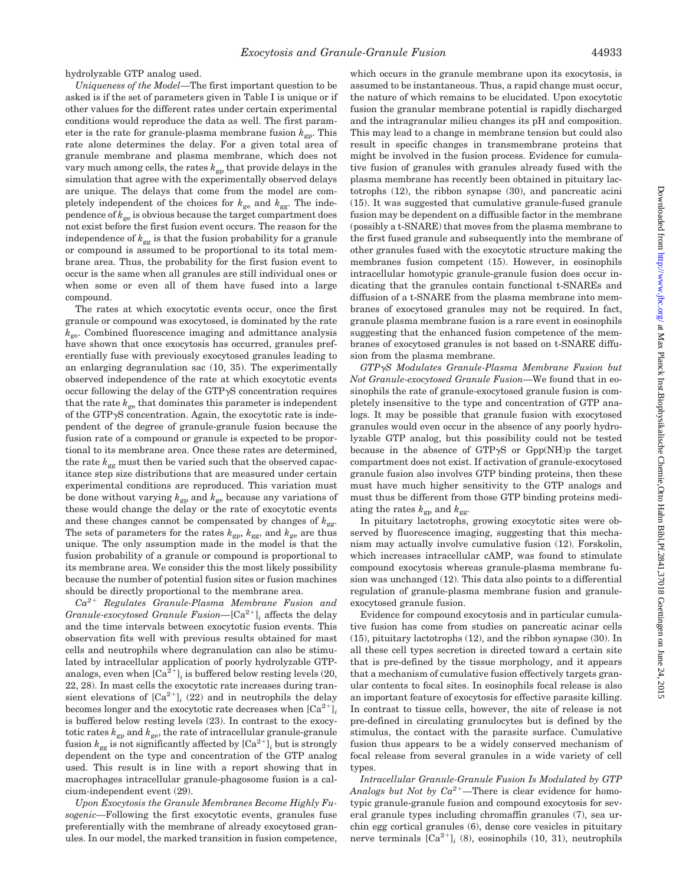hydrolyzable GTP analog used.

*Uniqueness of the Model*—The first important question to be asked is if the set of parameters given in Table I is unique or if other values for the different rates under certain experimental conditions would reproduce the data as well. The first parameter is the rate for granule-plasma membrane fusion $k_{gp}$. This rate alone determines the delay. For a given total area of granule membrane and plasma membrane, which does not vary much among cells, the rates $k_{gp}$ that provide delays in the simulation that agree with the experimentally observed delays are unique. The delays that come from the model are completely independent of the choices for $k_{ge}$ and $k_{gg}$. The independence of $k_{ge}$ is obvious because the target compartment does not exist before the first fusion event occurs. The reason for the independence of $k_{gg}$ is that the fusion probability for a granule or compound is assumed to be proportional to its total membrane area. Thus, the probability for the first fusion event to occur is the same when all granules are still individual ones or when some or even all of them have fused into a large compound.

The rates at which exocytotic events occur, once the first granule or compound was exocytosed, is dominated by the rate $k_{ge}$. Combined fluorescence imaging and admittance analysis have shown that once exocytosis has occurred, granules preferentially fuse with previously exocytosed granules leading to an enlarging degranulation sac (10, 35). The experimentally observed independence of the rate at which exocytotic events occur following the delay of the GTPγS concentration requires that the rate $k_{ge}$ that dominates this parameter is independent of the GTPγS concentration. Again, the exocytotic rate is independent of the degree of granule-granule fusion because the fusion rate of a compound or granule is expected to be proportional to its membrane area. Once these rates are determined, the rate $k_{gg}$ must then be varied such that the observed capacitance step size distributions that are measured under certain experimental conditions are reproduced. This variation must be done without varying $k_{gp}$ and $k_{ge}$ because any variations of these would change the delay or the rate of exocytotic events and these changes cannot be compensated by changes of $k_{gg}$. The sets of parameters for the rates $k_{gp}$, $k_{gg}$, and $k_{ge}$ are thus unique. The only assumption made in the model is that the fusion probability of a granule or compound is proportional to its membrane area. We consider this the most likely possibility because the number of potential fusion sites or fusion machines should be directly proportional to the membrane area.

*$Ca^{2+}$ Regulates Granule-Plasma Membrane Fusion and Granule-exocytosed Granule Fusion*—$[Ca^{2+}]_i$ affects the delay and the time intervals between exocytotic fusion events. This observation fits well with previous results obtained for mast cells and neutrophils where degranulation can also be stimulated by intracellular application of poorly hydrolyzable GTP-analogs, even when $[Ca^{2+}]_i$ is buffered below resting levels (20, 22, 28). In mast cells the exocytotic rate increases during transient elevations of $[Ca^{2+}]_i$ (22) and in neutrophils the delay becomes longer and the exocytotic rate decreases when $[Ca^{2+}]_i$ is buffered below resting levels (23). In contrast to the exocytotic rates $k_{gp}$ and $k_{ge}$, the rate of intracellular granule-granule fusion $k_{gg}$ is not significantly affected by $[Ca^{2+}]_i$ but is strongly dependent on the type and concentration of the GTP analog used. This result is in line with a report showing that in macrophages intracellular granule-phagosome fusion is a calcium-independent event (29).

*Upon Exocytosis the Granule Membranes Become Highly Fusogenic*—Following the first exocytotic events, granules fuse preferentially with the membrane of already exocytosed granules. In our model, the marked transition in fusion competence, which occurs in the granule membrane upon its exocytosis, is assumed to be instantaneous. Thus, a rapid change must occur, the nature of which remains to be elucidated. Upon exocytotic fusion the granular membrane potential is rapidly discharged and the intragranular milieu changes its pH and composition. This may lead to a change in membrane tension but could also result in specific changes in transmembrane proteins that might be involved in the fusion process. Evidence for cumulative fusion of granules with granules already fused with the plasma membrane has recently been obtained in pituitary lactotrophs (12), the ribbon synapse (30), and pancreatic acini (15). It was suggested that cumulative granule-fused granule fusion may be dependent on a diffusible factor in the membrane (possibly a t-SNARE) that moves from the plasma membrane to the first fused granule and subsequently into the membrane of other granules fused with the exocytotic structure making the membranes fusion competent (15). However, in eosinophils intracellular homotypic granule-granule fusion does occur indicating that the granules contain functional t-SNAREs and diffusion of a t-SNARE from the plasma membrane into membranes of exocytosed granules may not be required. In fact, granule plasma membrane fusion is a rare event in eosinophils suggesting that the enhanced fusion competence of the membranes of exocytosed granules is not based on t-SNARE diffusion from the plasma membrane.

*GTPγS Modulates Granule-Plasma Membrane Fusion but Not Granule-exocytosed Granule Fusion*—We found that in eosinophils the rate of granule-exocytosed granule fusion is completely insensitive to the type and concentration of GTP analogs. It may be possible that granule fusion with exocytosed granules would even occur in the absence of any poorly hydrolyzable GTP analog, but this possibility could not be tested because in the absence of GTPγS or Gpp(NH)p the target compartment does not exist. If activation of granule-exocytosed granule fusion also involves GTP binding proteins, then these must have much higher sensitivity to the GTP analogs and must thus be different from those GTP binding proteins mediating the rates $k_{gp}$ and $k_{gg}$.

In pituitary lactotrophs, growing exocytotic sites were observed by fluorescence imaging, suggesting that this mechanism may actually involve cumulative fusion (12). Forskolin, which increases intracellular cAMP, was found to stimulate compound exocytosis whereas granule-plasma membrane fusion was unchanged (12). This data also points to a differential regulation of granule-plasma membrane fusion and granule-exocytosed granule fusion.

Evidence for compound exocytosis and in particular cumulative fusion has come from studies on pancreatic acinar cells (15), pituitary lactotrophs (12), and the ribbon synapse (30). In all these cell types secretion is directed toward a certain site that is pre-defined by the tissue morphology, and it appears that a mechanism of cumulative fusion effectively targets granular contents to focal sites. In eosinophils focal release is also an important feature of exocytosis for effective parasite killing. In contrast to tissue cells, however, the site of release is not pre-defined in circulating granulocytes but is defined by the stimulus, the contact with the parasite surface. Cumulative fusion thus appears to be a widely conserved mechanism of focal release from several granules in a wide variety of cell types.

*Intracellular Granule-Granule Fusion Is Modulated by GTP Analogs but Not by $Ca^{2+}$*—There is clear evidence for homotypic granule-granule fusion and compound exocytosis for several granule types including chromaffin granules (7), sea urchin egg cortical granules (6), dense core vesicles in pituitary nerve terminals $[Ca^{2+}]_i$ (8), eosinophils (10, 31), neutrophils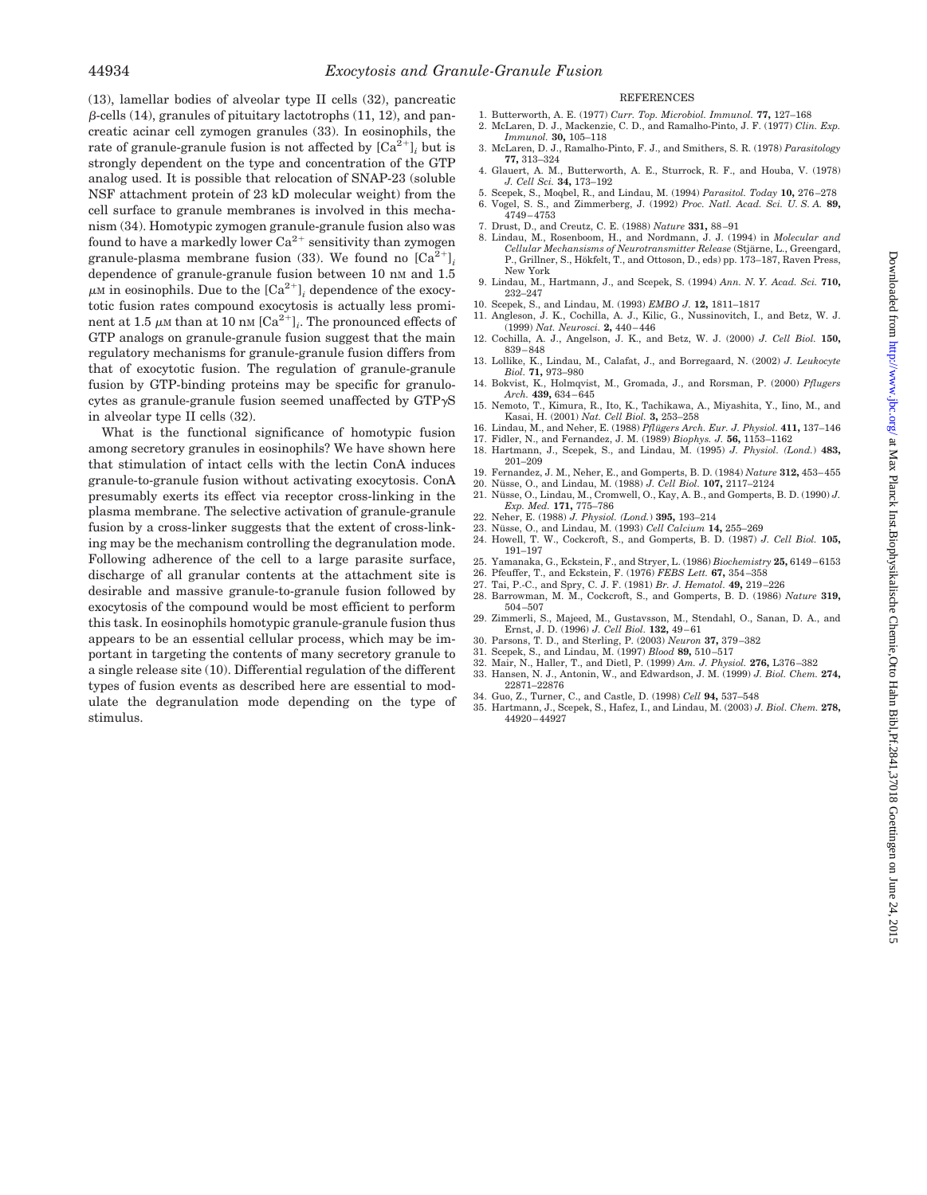(13), lamellar bodies of alveolar type II cells (32), pancreatic β-cells (14), granules of pituitary lactotrophs (11, 12), and pancreatic acinar cell zymogen granules (33). In eosinophils, the rate of granule-granule fusion is not affected by $[Ca^{2+}]_i$ but is strongly dependent on the type and concentration of the GTP analog used. It is possible that relocation of SNAP-23 (soluble NSF attachment protein of 23 kD molecular weight) from the cell surface to granule membranes is involved in this mechanism (34). Homotypic zymogen granule-granule fusion also was found to have a markedly lower $Ca^{2+}$ sensitivity than zymogen granule-plasma membrane fusion (33). We found no $[Ca^{2+}]_i$ dependence of granule-granule fusion between 10 nM and 1.5 μM in eosinophils. Due to the $[Ca^{2+}]_i$ dependence of the exocytotic fusion rates compound exocytosis is actually less prominent at 1.5 μM than at 10 nM $[Ca^{2+}]_i$. The pronounced effects of GTP analogs on granule-granule fusion suggest that the main regulatory mechanisms for granule-granule fusion differs from that of exocytotic fusion. The regulation of granule-granule fusion by GTP-binding proteins may be specific for granulocytes as granule-granule fusion seemed unaffected by GTPγS in alveolar type II cells (32).

What is the functional significance of homotypic fusion among secretory granules in eosinophils? We have shown here that stimulation of intact cells with the lectin ConA induces granule-to-granule fusion without activating exocytosis. ConA presumably exerts its effect via receptor cross-linking in the plasma membrane. The selective activation of granule-granule fusion by a cross-linker suggests that the extent of cross-linking may be the mechanism controlling the degranulation mode. Following adherence of the cell to a large parasite surface, discharge of all granular contents at the attachment site is desirable and massive granule-to-granule fusion followed by exocytosis of the compound would be most efficient to perform this task. In eosinophils homotypic granule-granule fusion thus appears to be an essential cellular process, which may be important in targeting the contents of many secretory granule to a single release site (10). Differential regulation of the different types of fusion events as described here are essential to modulate the degranulation mode depending on the type of stimulus.

## REFERENCES

1. Butterworth, A. E. (1977) *Curr. Top. Microbiol. Immunol.* **77,** 127–168
2. McLaren, D. J., Mackenzie, C. D., and Ramalho-Pinto, J. F. (1977) *Clin. Exp. Immunol.* **30,** 105–118
3. McLaren, D. J., Ramalho-Pinto, F. J., and Smithers, S. R. (1978) *Parasitology* **77,** 313–324
4. Glauert, A. M., Butterworth, A. E., Sturrock, R. F., and Houba, V. (1978) *J. Cell Sci.* **34,** 173–192
5. Scepek, S., Moqbel, R., and Lindau, M. (1994) *Parasitol. Today* **10,** 276–278
6. Vogel, S. S., and Zimmerberg, J. (1992) *Proc. Natl. Acad. Sci. U. S. A.* **89,** 4749–4753
7. Drust, D., and Creutz, C. E. (1988) *Nature* **331,** 88–91
8. Lindau, M., Rosenboom, H., and Nordmann, J. J. (1994) in *Molecular and Cellular Mechansisms of Neurotransmitter Release* (Stjärne, L., Greengard, P., Grillner, S., Hökfelt, T., and Ottoson, D., eds) pp. 173–187, Raven Press, New York
9. Lindau, M., Hartmann, J., and Scepek, S. (1994) *Ann. N. Y. Acad. Sci.* **710,** 232–247
10. Scepek, S., and Lindau, M. (1993) *EMBO J.* **12,** 1811–1817
11. Angleson, J. K., Cochilla, A. J., Kilic, G., Nussinovitch, I., and Betz, W. J. (1999) *Nat. Neurosci.* **2,** 440–446
12. Cochilla, A. J., Angelson, J. K., and Betz, W. J. (2000) *J. Cell Biol.* **150,** 839–848
13. Lollike, K., Lindau, M., Calafat, J., and Borregaard, N. (2002) *J. Leukocyte Biol.* **71,** 973–980
14. Bokvist, K., Holmqvist, M., Gromada, J., and Rorsman, P. (2000) *Pflugers Arch.* **439,** 634–645
15. Nemoto, T., Kimura, R., Ito, K., Tachikawa, A., Miyashita, Y., Iino, M., and Kasai, H. (2001) *Nat. Cell Biol.* **3,** 253–258
16. Lindau, M., and Neher, E. (1988) *Pflügers Arch. Eur. J. Physiol.* **411,** 137–146
17. Fidler, N., and Fernandez, J. M. (1989) *Biophys. J.* **56,** 1153–1162
18. Hartmann, J., Scepek, S., and Lindau, M. (1995) *J. Physiol. (Lond.)* **483,** 201–209
19. Fernandez, J. M., Neher, E., and Gomperts, B. D. (1984) *Nature* **312,** 453–455
20. Nüsse, O., and Lindau, M. (1988) *J. Cell Biol.* **107,** 2117–2124
21. Nüsse, O., Lindau, M., Cromwell, O., Kay, A. B., and Gomperts, B. D. (1990) *J. Exp. Med.* **171,** 775–786
22. Neher, E. (1988) *J. Physiol. (Lond.)* **395,** 193–214
23. Nüsse, O., and Lindau, M. (1993) *Cell Calcium* **14,** 255–269
24. Howell, T. W., Cockcroft, S., and Gomperts, B. D. (1987) *J. Cell Biol.* **105,** 191–197
25. Yamanaka, G., Eckstein, F., and Stryer, L. (1986) *Biochemistry* **25,** 6149–6153
26. Pfeuffer, T., and Eckstein, F. (1976) *FEBS Lett.* **67,** 354–358
27. Tai, P.-C., and Spry, C. J. F. (1981) *Br. J. Hematol.* **49,** 219–226
28. Barrowman, M. M., Cockcroft, S., and Gomperts, B. D. (1986) *Nature* **319,** 504–507
29. Zimmerli, S., Majeed, M., Gustavsson, M., Stendahl, O., Sanan, D. A., and Ernst, J. D. (1996) *J. Cell Biol.* **132,** 49–61
30. Parsons, T. D., and Sterling, P. (2003) *Neuron* **37,** 379–382
31. Scepek, S., and Lindau, M. (1997) *Blood* **89,** 510–517
32. Mair, N., Haller, T., and Dietl, P. (1999) *Am. J. Physiol.* **276,** L376–382
33. Hansen, N. J., Antonin, W., and Edwardson, J. M. (1999) *J. Biol. Chem.* **274,** 22871–22876
34. Guo, Z., Turner, C., and Castle, D. (1998) *Cell* **94,** 537–548
35. Hartmann, J., Scepek, S., Hafez, I., and Lindau, M. (2003) *J. Biol. Chem.* **278,** 44920–44927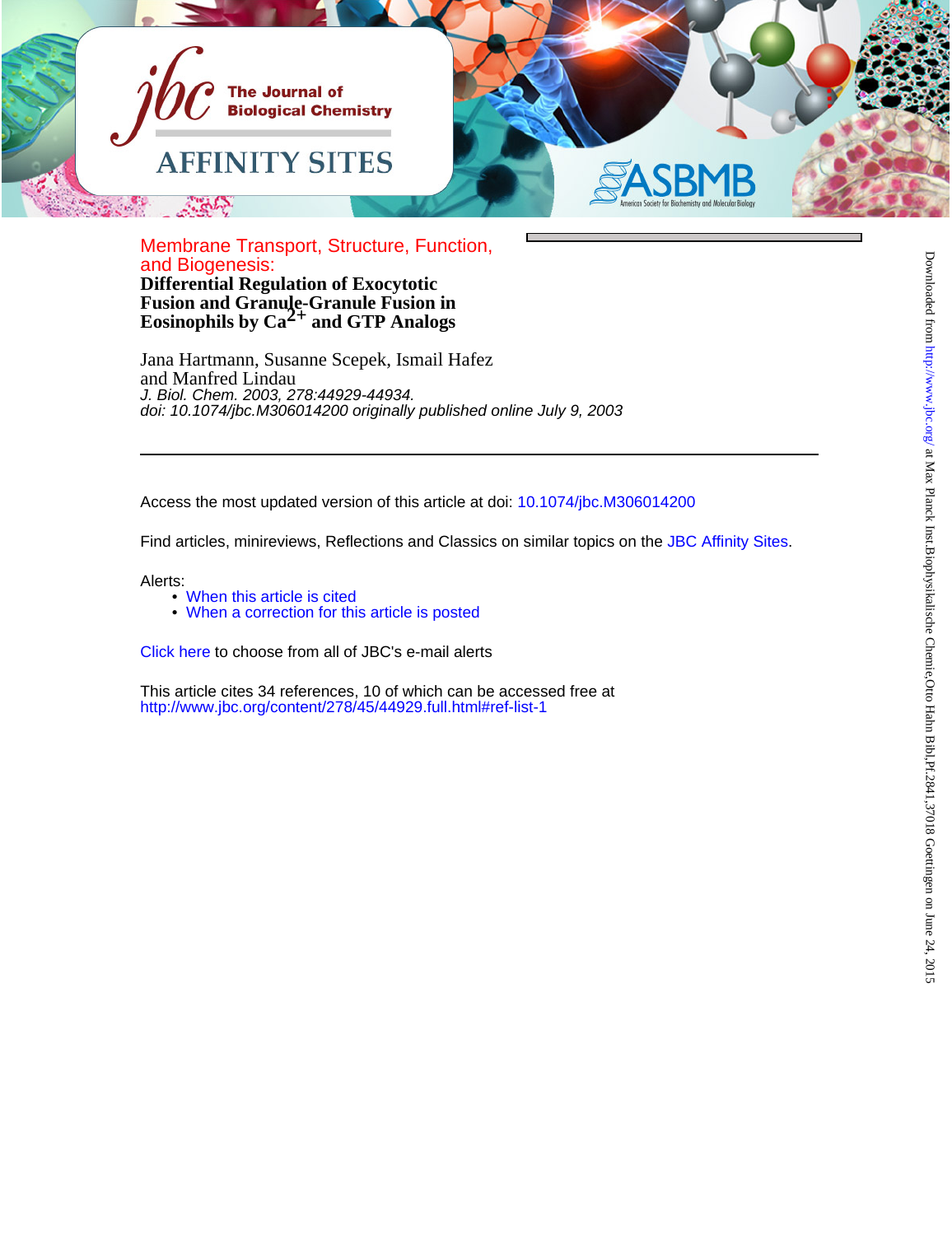Membrane Transport, Structure, Function, and Biogenesis:

**Differential Regulation of Exocytotic Fusion and Granule-Granule Fusion in Eosinophils by $Ca^{2+}$ and GTP Analogs**

Jana Hartmann, Susanne Scepek, Ismail Hafez and Manfred Lindau

*J. Biol. Chem. 2003, 278:44929-44934.*

*doi: 10.1074/jbc.M306014200 originally published online July 9, 2003*

---

Access the most updated version of this article at doi: 10.1074/jbc.M306014200

Find articles, minireviews, Reflections and Classics on similar topics on the JBC Affinity Sites.

Alerts:

- When this article is cited
- When a correction for this article is posted

Click here to choose from all of JBC's e-mail alerts

This article cites 34 references, 10 of which can be accessed free at http://www.jbc.org/content/278/45/44929.full.html#ref-list-1